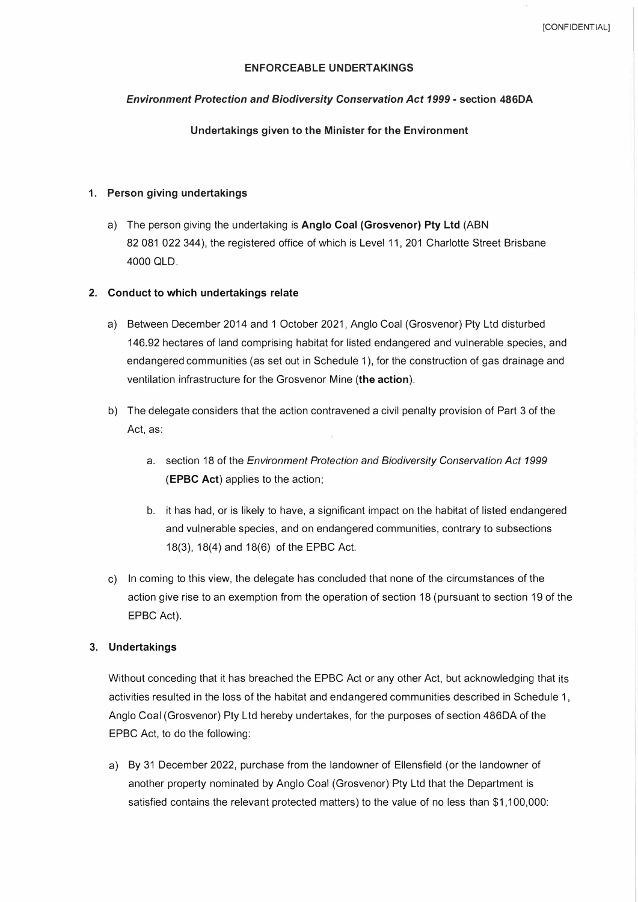[CONFIDENTIAL]

**ENFORCEABLE UNDERTAKINGS**

***Environment Protection and Biodiversity Conservation Act 1999* - section 486DA**

**Undertakings given to the Minister for the Environment**

## 1. Person giving undertakings

a) The person giving the undertaking is **Anglo Coal (Grosvenor) Pty Ltd** (ABN 82 081 022 344), the registered office of which is Level 11, 201 Charlotte Street Brisbane 4000 QLD.

## 2. Conduct to which undertakings relate

a) Between December 2014 and 1 October 2021, Anglo Coal (Grosvenor) Pty Ltd disturbed 146.92 hectares of land comprising habitat for listed endangered and vulnerable species, and endangered communities (as set out in Schedule 1), for the construction of gas drainage and ventilation infrastructure for the Grosvenor Mine (**the action**).

b) The delegate considers that the action contravened a civil penalty provision of Part 3 of the Act, as:

   a. section 18 of the *Environment Protection and Biodiversity Conservation Act 1999* (**EPBC Act**) applies to the action;

   b. it has had, or is likely to have, a significant impact on the habitat of listed endangered and vulnerable species, and on endangered communities, contrary to subsections 18(3), 18(4) and 18(6) of the EPBC Act.

c) In coming to this view, the delegate has concluded that none of the circumstances of the action give rise to an exemption from the operation of section 18 (pursuant to section 19 of the EPBC Act).

## 3. Undertakings

Without conceding that it has breached the EPBC Act or any other Act, but acknowledging that its activities resulted in the loss of the habitat and endangered communities described in Schedule 1, Anglo Coal (Grosvenor) Pty Ltd hereby undertakes, for the purposes of section 486DA of the EPBC Act, to do the following:

a) By 31 December 2022, purchase from the landowner of Ellensfield (or the landowner of another property nominated by Anglo Coal (Grosvenor) Pty Ltd that the Department is satisfied contains the relevant protected matters) to the value of no less than $1,100,000: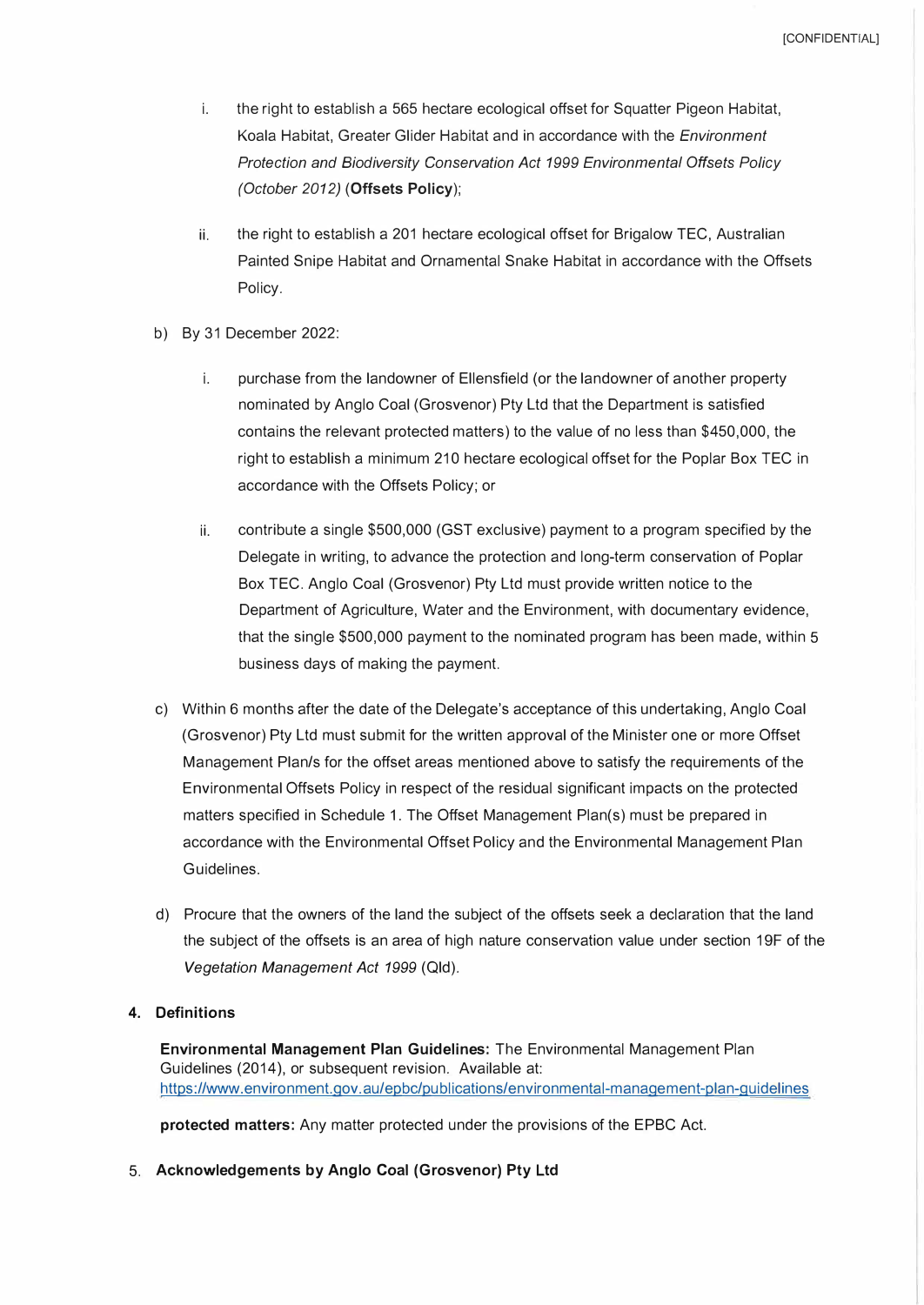i. the right to establish a 565 hectare ecological offset for Squatter Pigeon Habitat, Koala Habitat, Greater Glider Habitat and in accordance with the *Environment Protection and Biodiversity Conservation Act 1999 Environmental Offsets Policy (October 2012)* (**Offsets Policy**);

ii. the right to establish a 201 hectare ecological offset for Brigalow TEC, Australian Painted Snipe Habitat and Ornamental Snake Habitat in accordance with the Offsets Policy.

b) By 31 December 2022:

i. purchase from the landowner of Ellensfield (or the landowner of another property nominated by Anglo Coal (Grosvenor) Pty Ltd that the Department is satisfied contains the relevant protected matters) to the value of no less than $450,000, the right to establish a minimum 210 hectare ecological offset for the Poplar Box TEC in accordance with the Offsets Policy; or

ii. contribute a single $500,000 (GST exclusive) payment to a program specified by the Delegate in writing, to advance the protection and long-term conservation of Poplar Box TEC. Anglo Coal (Grosvenor) Pty Ltd must provide written notice to the Department of Agriculture, Water and the Environment, with documentary evidence, that the single $500,000 payment to the nominated program has been made, within 5 business days of making the payment.

c) Within 6 months after the date of the Delegate's acceptance of this undertaking, Anglo Coal (Grosvenor) Pty Ltd must submit for the written approval of the Minister one or more Offset Management Plan/s for the offset areas mentioned above to satisfy the requirements of the Environmental Offsets Policy in respect of the residual significant impacts on the protected matters specified in Schedule 1. The Offset Management Plan(s) must be prepared in accordance with the Environmental Offset Policy and the Environmental Management Plan Guidelines.

d) Procure that the owners of the land the subject of the offsets seek a declaration that the land the subject of the offsets is an area of high nature conservation value under section 19F of the *Vegetation Management Act 1999* (Qld).

## 4. Definitions

**Environmental Management Plan Guidelines:** The Environmental Management Plan Guidelines (2014), or subsequent revision. Available at: https://www.environment.gov.au/epbc/publications/environmental-management-plan-guidelines

**protected matters:** Any matter protected under the provisions of the EPBC Act.

## 5. Acknowledgements by Anglo Coal (Grosvenor) Pty Ltd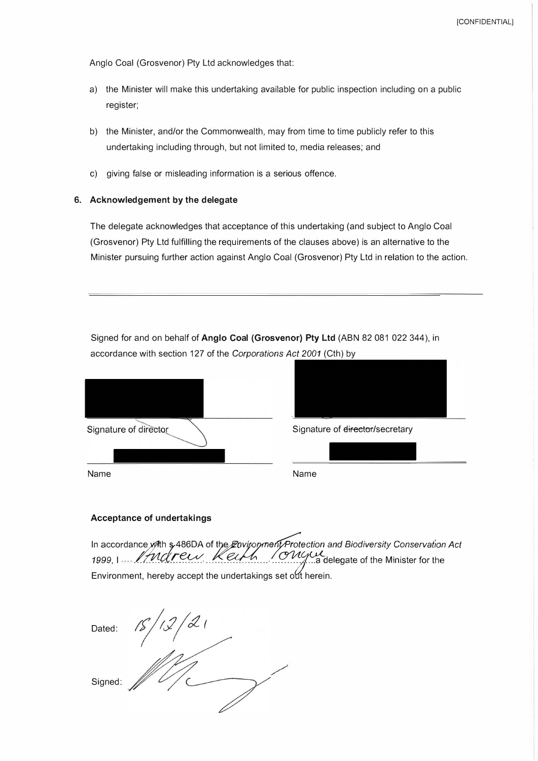Anglo Coal (Grosvenor) Pty Ltd acknowledges that:

a) the Minister will make this undertaking available for public inspection including on a public register;

b) the Minister, and/or the Commonwealth, may from time to time publicly refer to this undertaking including through, but not limited to, media releases; and

c) giving false or misleading information is a serious offence.

## 6. Acknowledgement by the delegate

The delegate acknowledges that acceptance of this undertaking (and subject to Anglo Coal (Grosvenor) Pty Ltd fulfilling the requirements of the clauses above) is an alternative to the Minister pursuing further action against Anglo Coal (Grosvenor) Pty Ltd in relation to the action.

---

Signed for and on behalf of **Anglo Coal (Grosvenor) Pty Ltd** (ABN 82 081 022 344), in accordance with section 127 of the *Corporations Act 2001* (Cth) by

| | |
|---|---|
| [REDACTED] | [REDACTED] |
| Signature of director | Signature of ~~director~~/secretary |
| [REDACTED] | [REDACTED] |
| Name | Name |

### Acceptance of undertakings

In accordance with s 486DA of the *Environment Protection and Biodiversity Conservation Act 1999*, I Andrew Keith Tongue a delegate of the Minister for the Environment, hereby accept the undertakings set out herein.

Dated: 15/12/21

Signed: [signature]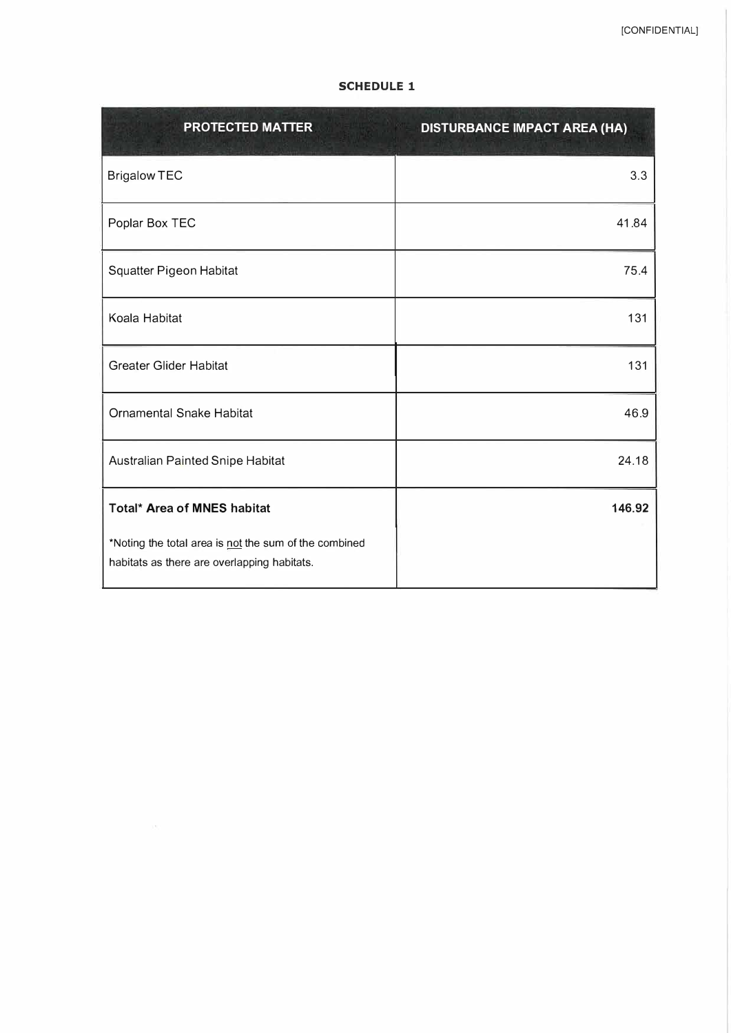## SCHEDULE 1

| PROTECTED MATTER | DISTURBANCE IMPACT AREA (HA) |
| --- | --- |
| Brigalow TEC | 3.3 |
| Poplar Box TEC | 41.84 |
| Squatter Pigeon Habitat | 75.4 |
| Koala Habitat | 131 |
| Greater Glider Habitat | 131 |
| Ornamental Snake Habitat | 46.9 |
| Australian Painted Snipe Habitat | 24.18 |
| **Total* Area of MNES habitat**<br><br>*Noting the total area is not the sum of the combined habitats as there are overlapping habitats. | **146.92** |